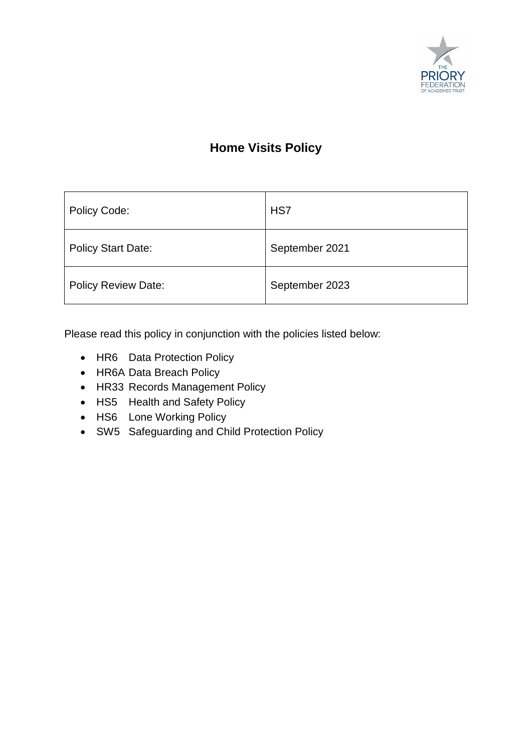# Home Visits Policy

| Policy Code: | HS7 |
|---|---|
| Policy Start Date: | September 2021 |
| Policy Review Date: | September 2023 |

Please read this policy in conjunction with the policies listed below:

- HR6 Data Protection Policy
- HR6A Data Breach Policy
- HR33 Records Management Policy
- HS5 Health and Safety Policy
- HS6 Lone Working Policy
- SW5 Safeguarding and Child Protection Policy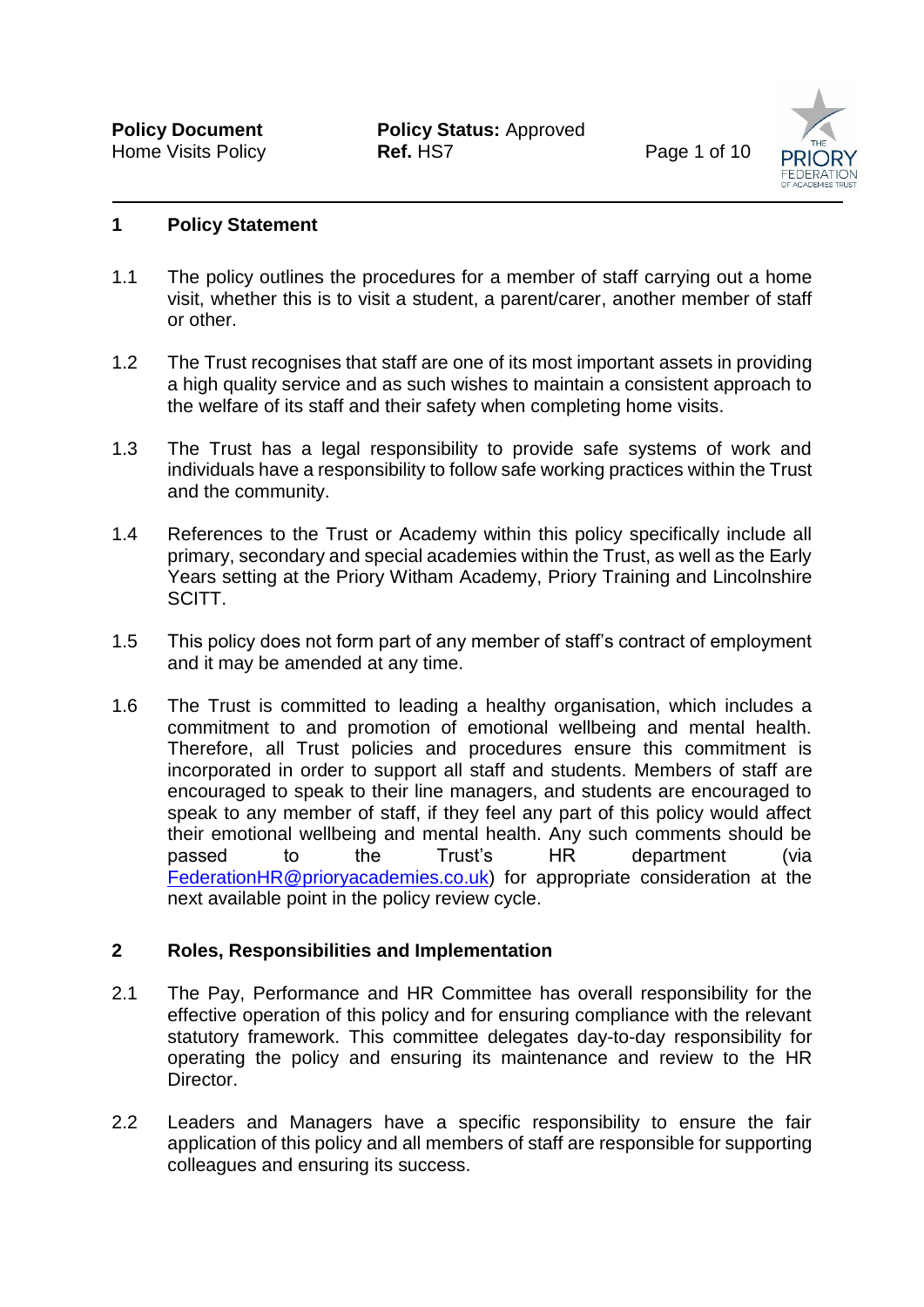## 1 Policy Statement

1.1 The policy outlines the procedures for a member of staff carrying out a home visit, whether this is to visit a student, a parent/carer, another member of staff or other.

1.2 The Trust recognises that staff are one of its most important assets in providing a high quality service and as such wishes to maintain a consistent approach to the welfare of its staff and their safety when completing home visits.

1.3 The Trust has a legal responsibility to provide safe systems of work and individuals have a responsibility to follow safe working practices within the Trust and the community.

1.4 References to the Trust or Academy within this policy specifically include all primary, secondary and special academies within the Trust, as well as the Early Years setting at the Priory Witham Academy, Priory Training and Lincolnshire SCITT.

1.5 This policy does not form part of any member of staff's contract of employment and it may be amended at any time.

1.6 The Trust is committed to leading a healthy organisation, which includes a commitment to and promotion of emotional wellbeing and mental health. Therefore, all Trust policies and procedures ensure this commitment is incorporated in order to support all staff and students. Members of staff are encouraged to speak to their line managers, and students are encouraged to speak to any member of staff, if they feel any part of this policy would affect their emotional wellbeing and mental health. Any such comments should be passed to the Trust's HR department (via FederationHR@prioryacademies.co.uk) for appropriate consideration at the next available point in the policy review cycle.

## 2 Roles, Responsibilities and Implementation

2.1 The Pay, Performance and HR Committee has overall responsibility for the effective operation of this policy and for ensuring compliance with the relevant statutory framework. This committee delegates day-to-day responsibility for operating the policy and ensuring its maintenance and review to the HR Director.

2.2 Leaders and Managers have a specific responsibility to ensure the fair application of this policy and all members of staff are responsible for supporting colleagues and ensuring its success.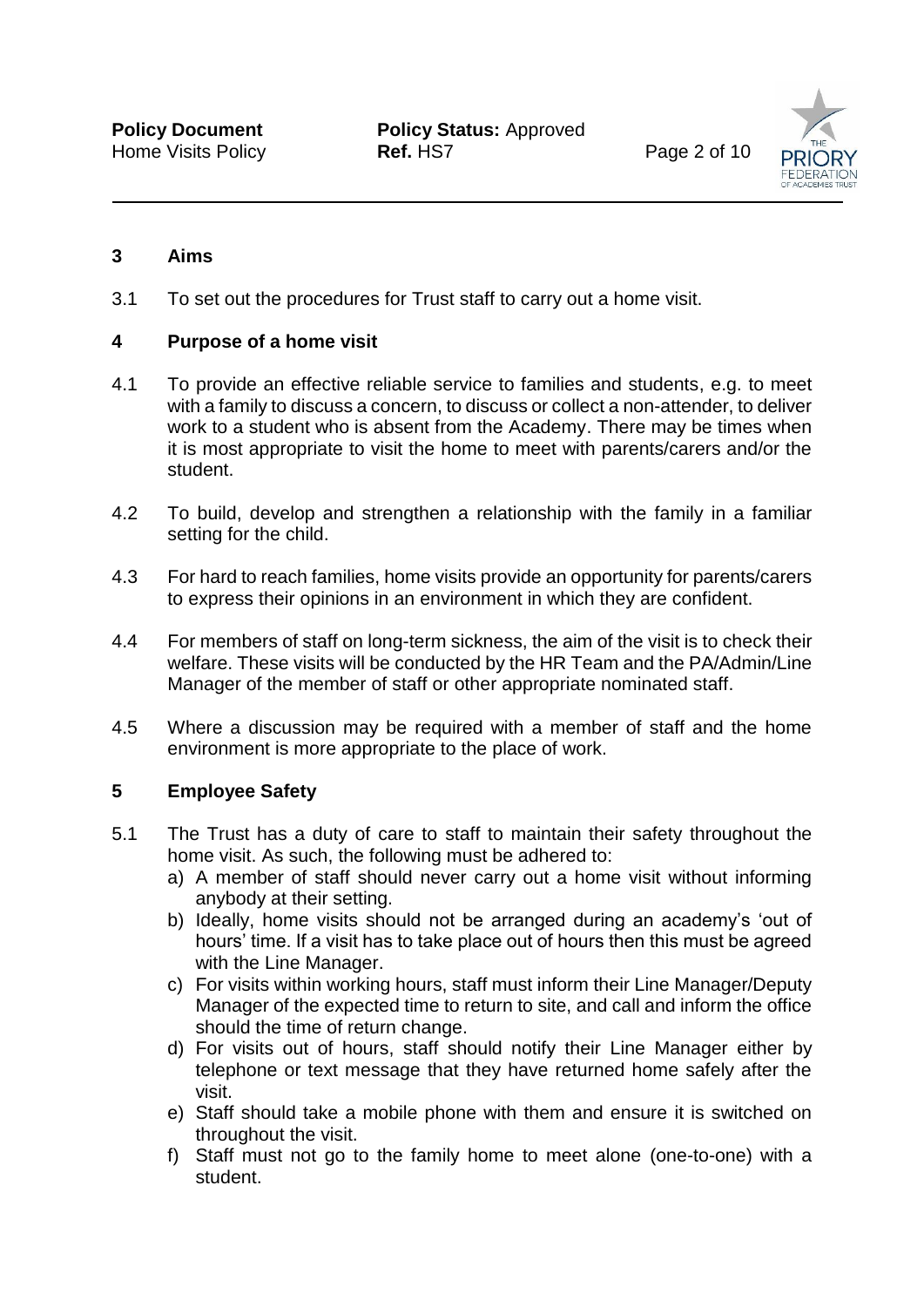## 3 Aims

3.1 To set out the procedures for Trust staff to carry out a home visit.

## 4 Purpose of a home visit

4.1 To provide an effective reliable service to families and students, e.g. to meet with a family to discuss a concern, to discuss or collect a non-attender, to deliver work to a student who is absent from the Academy. There may be times when it is most appropriate to visit the home to meet with parents/carers and/or the student.

4.2 To build, develop and strengthen a relationship with the family in a familiar setting for the child.

4.3 For hard to reach families, home visits provide an opportunity for parents/carers to express their opinions in an environment in which they are confident.

4.4 For members of staff on long-term sickness, the aim of the visit is to check their welfare. These visits will be conducted by the HR Team and the PA/Admin/Line Manager of the member of staff or other appropriate nominated staff.

4.5 Where a discussion may be required with a member of staff and the home environment is more appropriate to the place of work.

## 5 Employee Safety

5.1 The Trust has a duty of care to staff to maintain their safety throughout the home visit. As such, the following must be adhered to:

a) A member of staff should never carry out a home visit without informing anybody at their setting.

b) Ideally, home visits should not be arranged during an academy's 'out of hours' time. If a visit has to take place out of hours then this must be agreed with the Line Manager.

c) For visits within working hours, staff must inform their Line Manager/Deputy Manager of the expected time to return to site, and call and inform the office should the time of return change.

d) For visits out of hours, staff should notify their Line Manager either by telephone or text message that they have returned home safely after the visit.

e) Staff should take a mobile phone with them and ensure it is switched on throughout the visit.

f) Staff must not go to the family home to meet alone (one-to-one) with a student.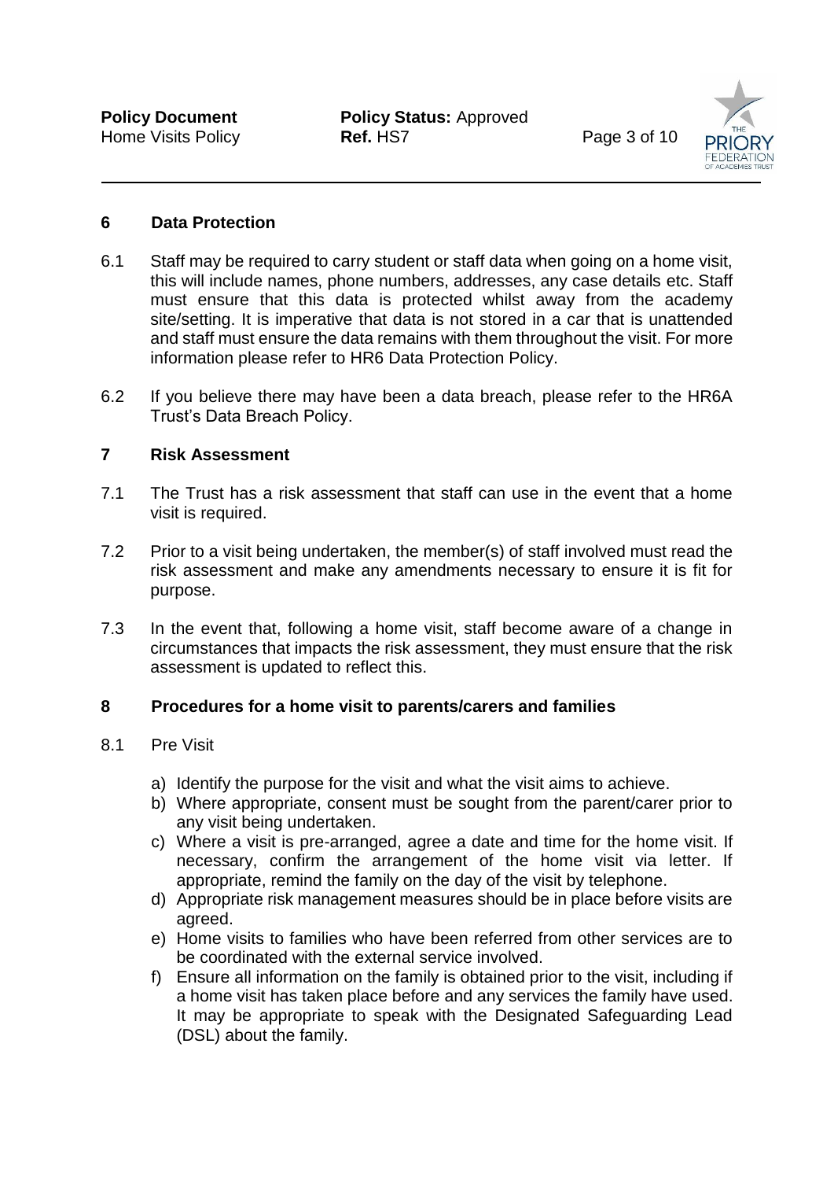## 6 Data Protection

6.1 Staff may be required to carry student or staff data when going on a home visit, this will include names, phone numbers, addresses, any case details etc. Staff must ensure that this data is protected whilst away from the academy site/setting. It is imperative that data is not stored in a car that is unattended and staff must ensure the data remains with them throughout the visit. For more information please refer to HR6 Data Protection Policy.

6.2 If you believe there may have been a data breach, please refer to the HR6A Trust's Data Breach Policy.

## 7 Risk Assessment

7.1 The Trust has a risk assessment that staff can use in the event that a home visit is required.

7.2 Prior to a visit being undertaken, the member(s) of staff involved must read the risk assessment and make any amendments necessary to ensure it is fit for purpose.

7.3 In the event that, following a home visit, staff become aware of a change in circumstances that impacts the risk assessment, they must ensure that the risk assessment is updated to reflect this.

## 8 Procedures for a home visit to parents/carers and families

8.1 Pre Visit

a) Identify the purpose for the visit and what the visit aims to achieve.
b) Where appropriate, consent must be sought from the parent/carer prior to any visit being undertaken.
c) Where a visit is pre-arranged, agree a date and time for the home visit. If necessary, confirm the arrangement of the home visit via letter. If appropriate, remind the family on the day of the visit by telephone.
d) Appropriate risk management measures should be in place before visits are agreed.
e) Home visits to families who have been referred from other services are to be coordinated with the external service involved.
f) Ensure all information on the family is obtained prior to the visit, including if a home visit has taken place before and any services the family have used. It may be appropriate to speak with the Designated Safeguarding Lead (DSL) about the family.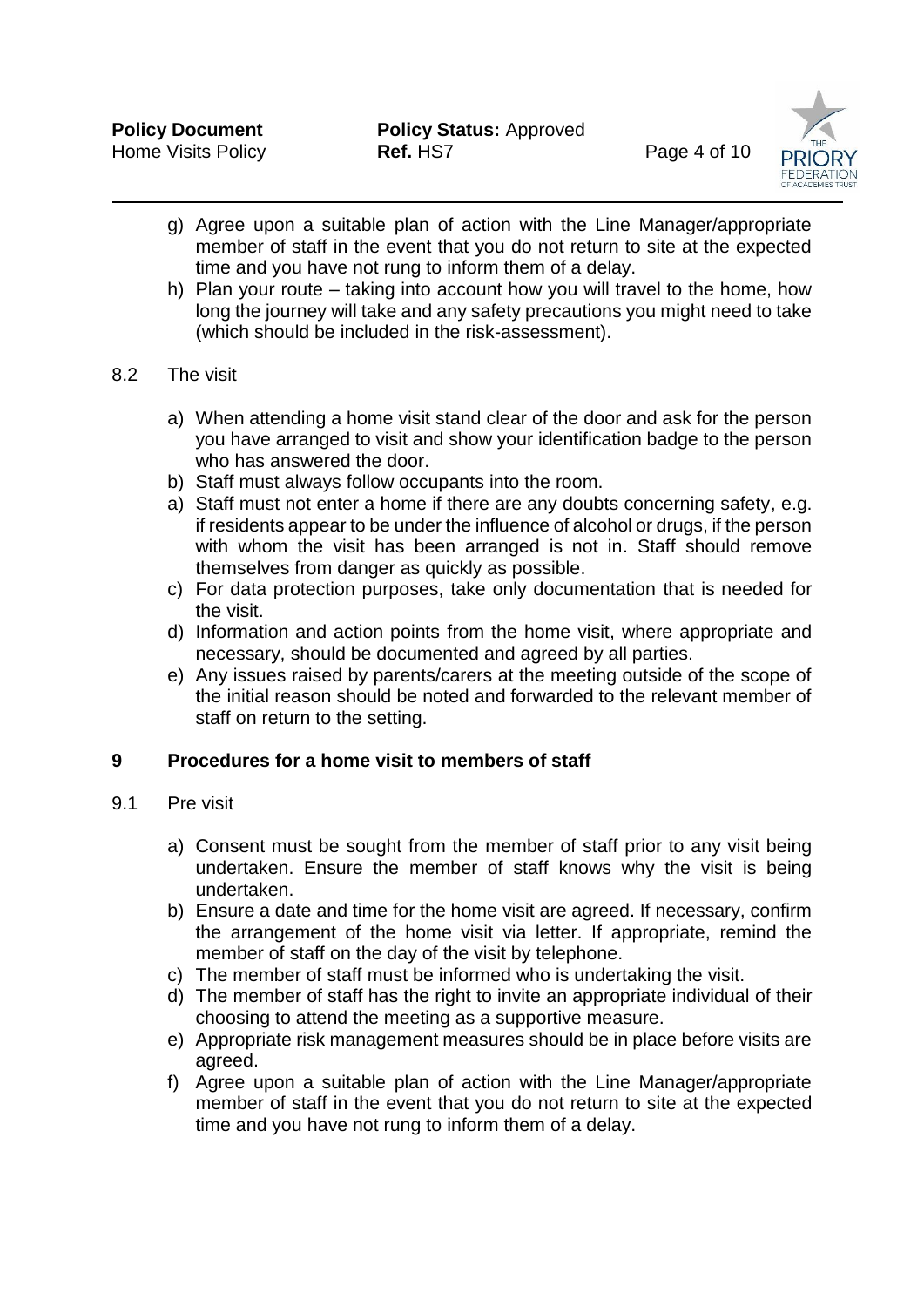g) Agree upon a suitable plan of action with the Line Manager/appropriate member of staff in the event that you do not return to site at the expected time and you have not rung to inform them of a delay.
h) Plan your route – taking into account how you will travel to the home, how long the journey will take and any safety precautions you might need to take (which should be included in the risk-assessment).

8.2 The visit

a) When attending a home visit stand clear of the door and ask for the person you have arranged to visit and show your identification badge to the person who has answered the door.
b) Staff must always follow occupants into the room.
a) Staff must not enter a home if there are any doubts concerning safety, e.g. if residents appear to be under the influence of alcohol or drugs, if the person with whom the visit has been arranged is not in. Staff should remove themselves from danger as quickly as possible.
c) For data protection purposes, take only documentation that is needed for the visit.
d) Information and action points from the home visit, where appropriate and necessary, should be documented and agreed by all parties.
e) Any issues raised by parents/carers at the meeting outside of the scope of the initial reason should be noted and forwarded to the relevant member of staff on return to the setting.

## 9 Procedures for a home visit to members of staff

9.1 Pre visit

a) Consent must be sought from the member of staff prior to any visit being undertaken. Ensure the member of staff knows why the visit is being undertaken.
b) Ensure a date and time for the home visit are agreed. If necessary, confirm the arrangement of the home visit via letter. If appropriate, remind the member of staff on the day of the visit by telephone.
c) The member of staff must be informed who is undertaking the visit.
d) The member of staff has the right to invite an appropriate individual of their choosing to attend the meeting as a supportive measure.
e) Appropriate risk management measures should be in place before visits are agreed.
f) Agree upon a suitable plan of action with the Line Manager/appropriate member of staff in the event that you do not return to site at the expected time and you have not rung to inform them of a delay.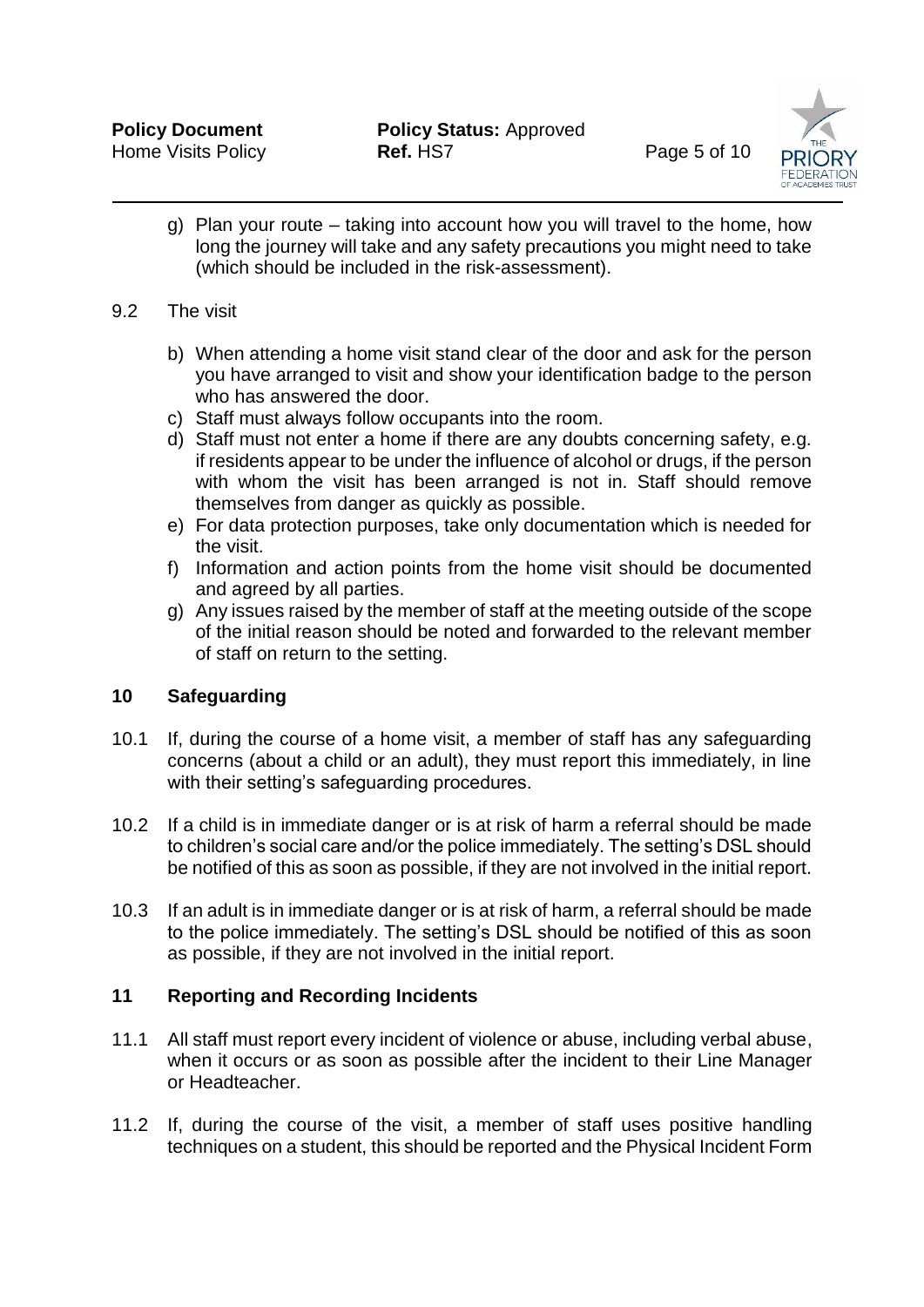g) Plan your route – taking into account how you will travel to the home, how long the journey will take and any safety precautions you might need to take (which should be included in the risk-assessment).

9.2 The visit

b) When attending a home visit stand clear of the door and ask for the person you have arranged to visit and show your identification badge to the person who has answered the door.
c) Staff must always follow occupants into the room.
d) Staff must not enter a home if there are any doubts concerning safety, e.g. if residents appear to be under the influence of alcohol or drugs, if the person with whom the visit has been arranged is not in. Staff should remove themselves from danger as quickly as possible.
e) For data protection purposes, take only documentation which is needed for the visit.
f) Information and action points from the home visit should be documented and agreed by all parties.
g) Any issues raised by the member of staff at the meeting outside of the scope of the initial reason should be noted and forwarded to the relevant member of staff on return to the setting.

## 10 Safeguarding

10.1 If, during the course of a home visit, a member of staff has any safeguarding concerns (about a child or an adult), they must report this immediately, in line with their setting's safeguarding procedures.

10.2 If a child is in immediate danger or is at risk of harm a referral should be made to children's social care and/or the police immediately. The setting's DSL should be notified of this as soon as possible, if they are not involved in the initial report.

10.3 If an adult is in immediate danger or is at risk of harm, a referral should be made to the police immediately. The setting's DSL should be notified of this as soon as possible, if they are not involved in the initial report.

## 11 Reporting and Recording Incidents

11.1 All staff must report every incident of violence or abuse, including verbal abuse, when it occurs or as soon as possible after the incident to their Line Manager or Headteacher.

11.2 If, during the course of the visit, a member of staff uses positive handling techniques on a student, this should be reported and the Physical Incident Form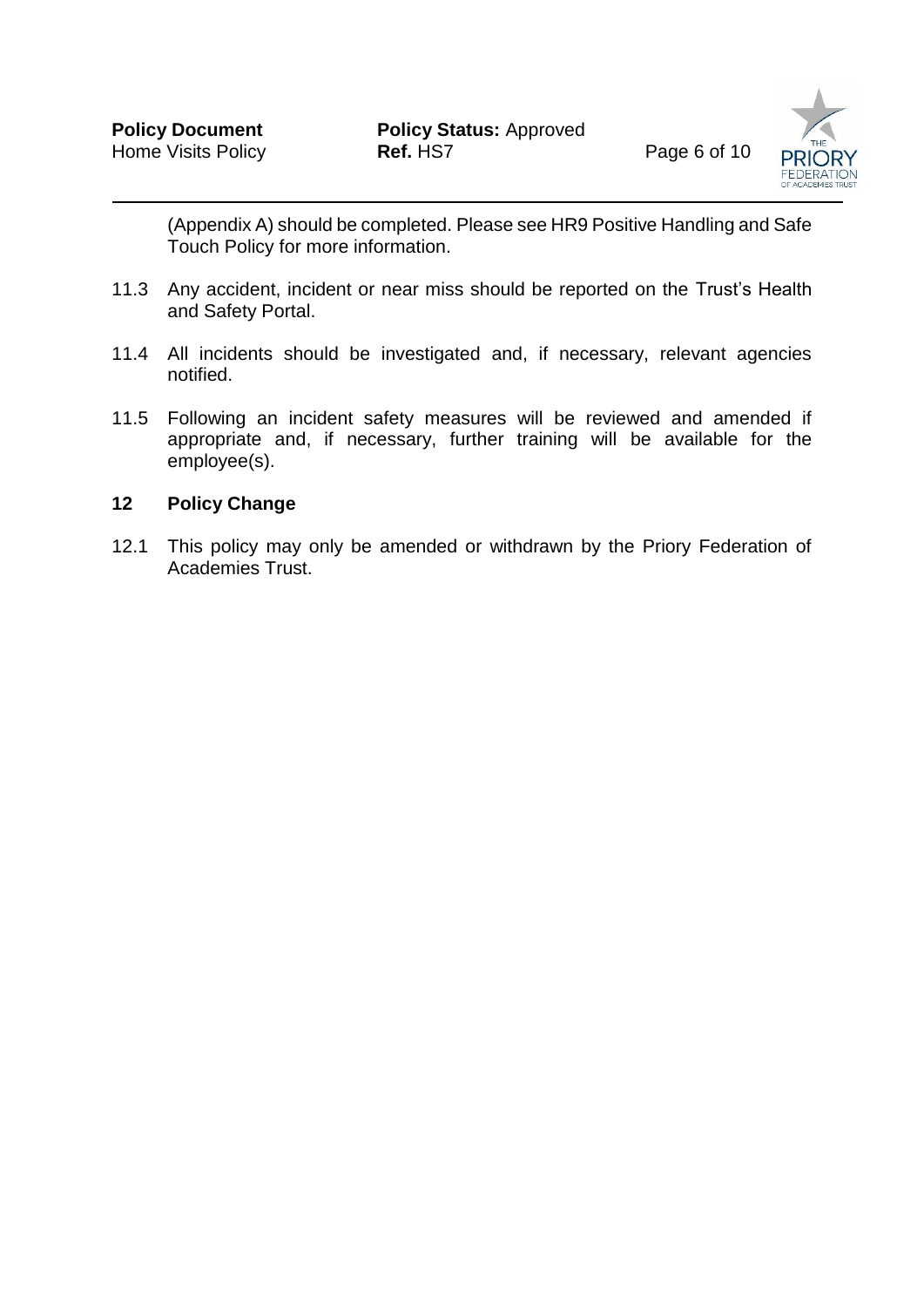(Appendix A) should be completed. Please see HR9 Positive Handling and Safe Touch Policy for more information.

11.3 Any accident, incident or near miss should be reported on the Trust's Health and Safety Portal.

11.4 All incidents should be investigated and, if necessary, relevant agencies notified.

11.5 Following an incident safety measures will be reviewed and amended if appropriate and, if necessary, further training will be available for the employee(s).

## 12 Policy Change

12.1 This policy may only be amended or withdrawn by the Priory Federation of Academies Trust.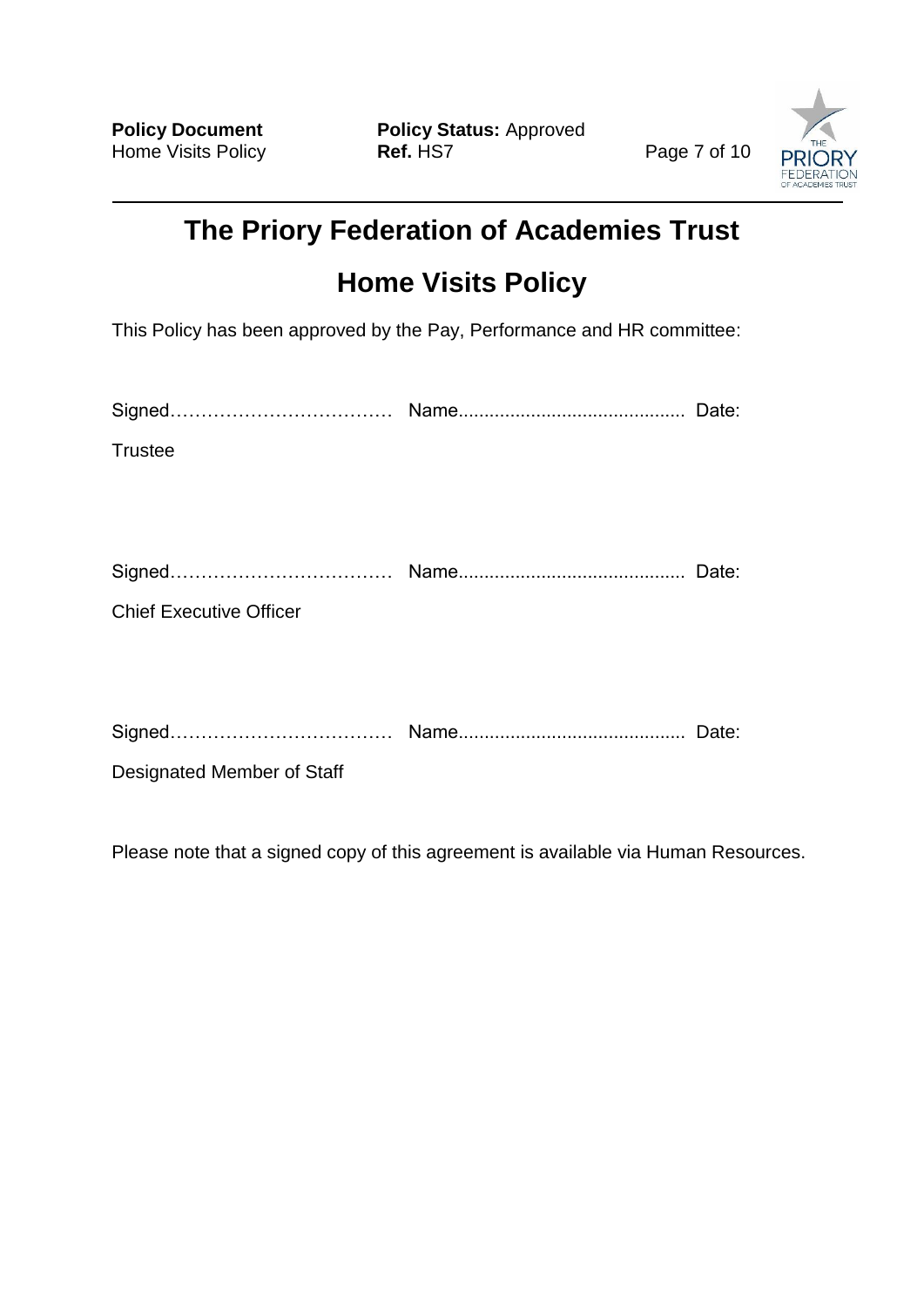# The Priory Federation of Academies Trust

# Home Visits Policy

This Policy has been approved by the Pay, Performance and HR committee:

Signed……………………………… Name........................................... Date:

Trustee

Signed……………………………… Name........................................... Date:

Chief Executive Officer

Signed……………………………… Name........................................... Date:

Designated Member of Staff

Please note that a signed copy of this agreement is available via Human Resources.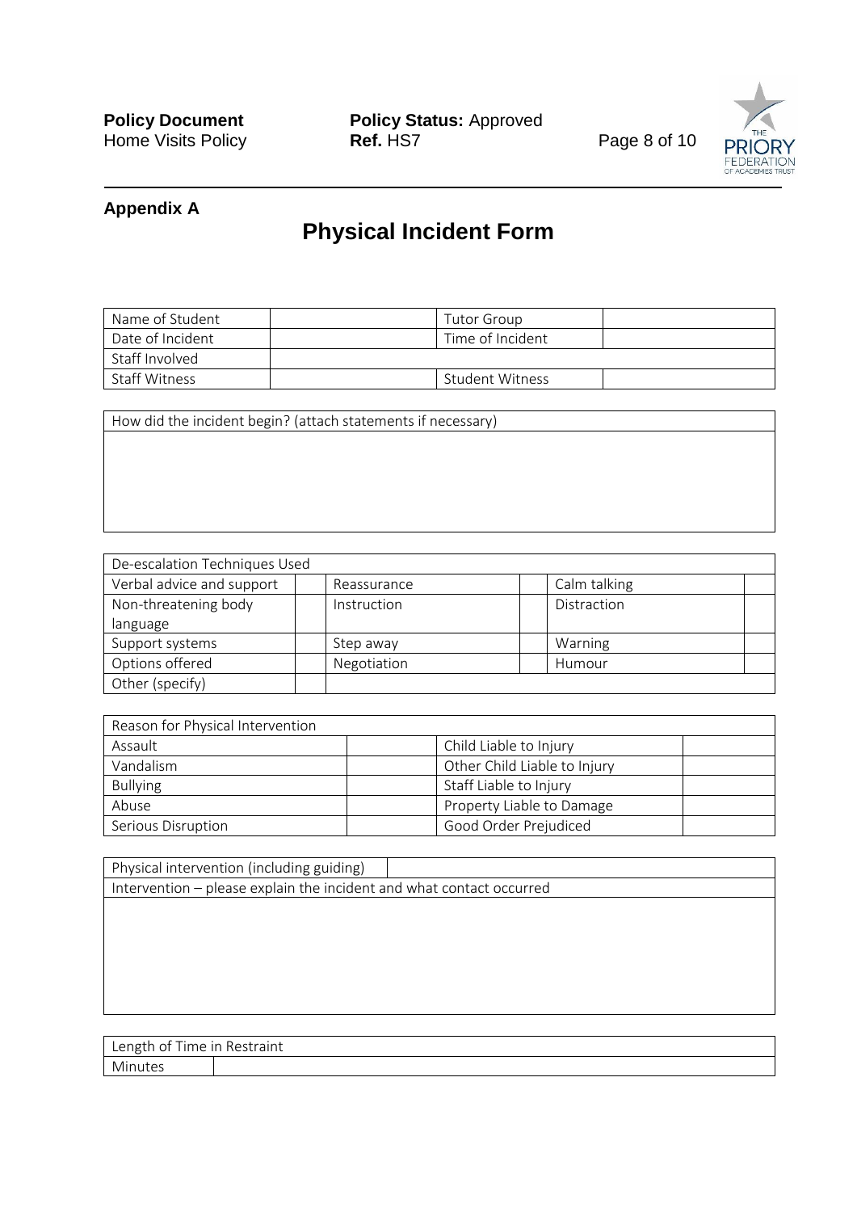## Appendix A

# Physical Incident Form

| Name of Student | | Tutor Group | |
|---|---|---|---|
| Date of Incident | | Time of Incident | |
| Staff Involved | | | |
| Staff Witness | | Student Witness | |

| How did the incident begin? (attach statements if necessary) |
|---|
| |

| De-escalation Techniques Used | | | | | |
|---|---|---|---|---|---|
| Verbal advice and support | | Reassurance | | Calm talking | |
| Non-threatening body language | | Instruction | | Distraction | |
| Support systems | | Step away | | Warning | |
| Options offered | | Negotiation | | Humour | |
| Other (specify) | | | | | |

| Reason for Physical Intervention | | | |
|---|---|---|---|
| Assault | | Child Liable to Injury | |
| Vandalism | | Other Child Liable to Injury | |
| Bullying | | Staff Liable to Injury | |
| Abuse | | Property Liable to Damage | |
| Serious Disruption | | Good Order Prejudiced | |

| Physical intervention (including guiding) | |
|---|---|
| Intervention – please explain the incident and what contact occurred | |
| | |

| Length of Time in Restraint | |
|---|---|
| Minutes | |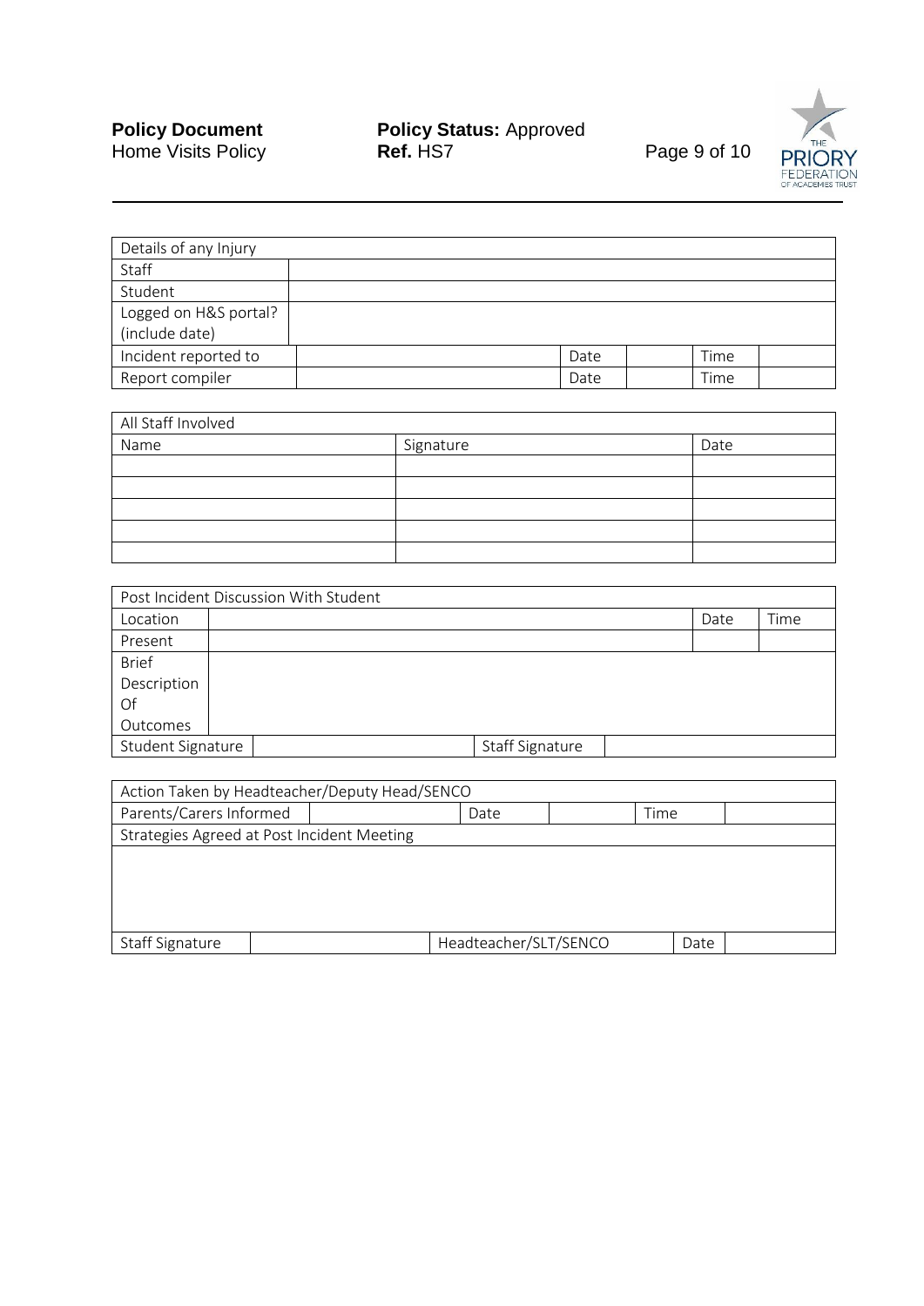| Details of any Injury | | | | | |
|---|---|---|---|---|---|
| Staff | | | | | |
| Student | | | | | |
| Logged on H&S portal? (include date) | | | | | |
| Incident reported to | | Date | | Time | |
| Report compiler | | Date | | Time | |

| All Staff Involved | | |
|---|---|---|
| Name | Signature | Date |
| | | |
| | | |
| | | |
| | | |
| | | |

| Post Incident Discussion With Student | | | | |
|---|---|---|---|---|
| Location | | | Date | Time |
| Present | | | | |
| Brief Description Of Outcomes | | | | |
| Student Signature | | Staff Signature | | |

| Action Taken by Headteacher/Deputy Head/SENCO | | | | | |
|---|---|---|---|---|---|
| Parents/Carers Informed | | Date | | Time | |
| Strategies Agreed at Post Incident Meeting | | | | | |
| | | | | | |
| Staff Signature | | Headteacher/SLT/SENCO | | Date | |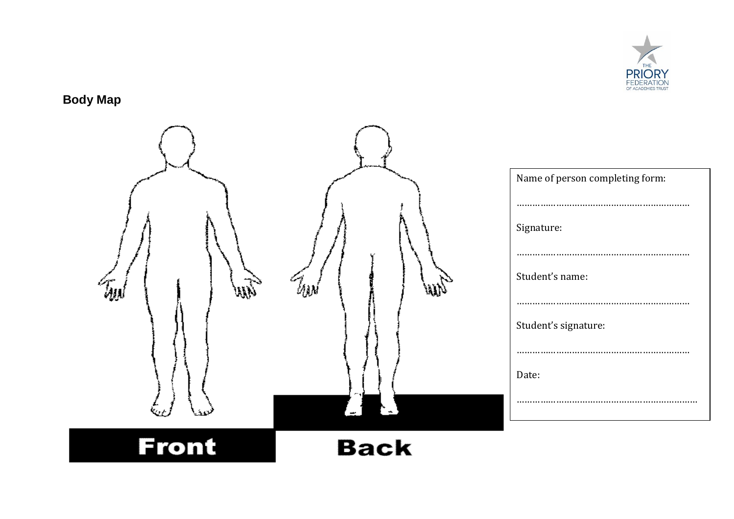THE PRIORY FEDERATION OF ACADEMIES TRUST

## Body Map

Front

Back

Name of person completing form:

…………………………………………………………

Signature:

…………………………………………………………

Student's name:

…………………………………………………………

Student's signature:

…………………………………………………………

Date:

……………………………………………………………